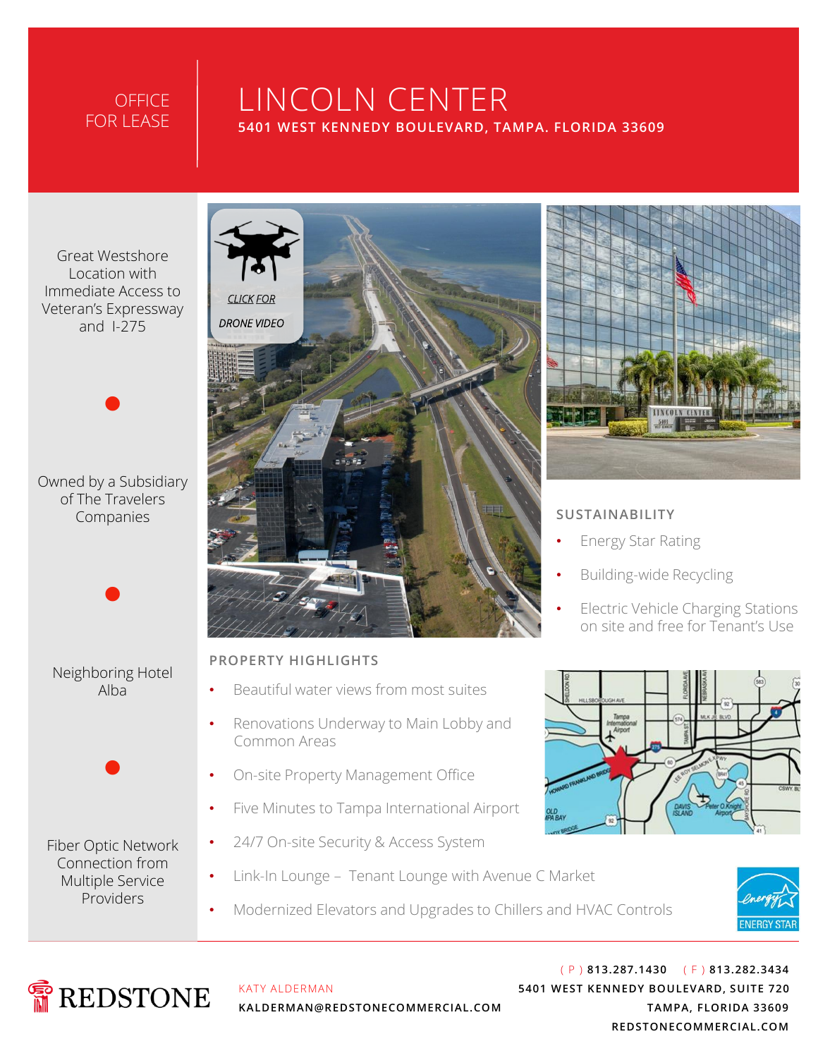OFFICE FOR LEASE

# LINCOLN CENTER

**5401 WEST KENNEDY BOULEVARD, TAMPA. FLORIDA 33609**

Great Westshore Location with Immediate Access to Veteran's Expressway and I-275

Owned by a Subsidiary of The Travelers Companies

Neighboring Hotel Alba

Fiber Optic Network Connection from Multiple Service Providers

*CLICK FOR DRONE VIDEO*

## SUSTAINABILITY

- Energy Star Rating
- Building-wide Recycling
- Electric Vehicle Charging Stations on site and free for Tenant's Use

## PROPERTY HIGHLIGHTS

- Beautiful water views from most suites
- Renovations Underway to Main Lobby and Common Areas
- On-site Property Management Office
- Five Minutes to Tampa International Airport
- 24/7 On-site Security & Access System
- Link-In Lounge – Tenant Lounge with Avenue C Market
- Modernized Elevators and Upgrades to Chillers and HVAC Controls

REDSTONE

KATY ALDERMAN
**KALDERMAN@REDSTONECOMMERCIAL.COM**

( P ) **813.287.1430** ( F ) **813.282.3434**
**5401 WEST KENNEDY BOULEVARD, SUITE 720**
**TAMPA, FLORIDA 33609**
**REDSTONECOMMERCIAL.COM**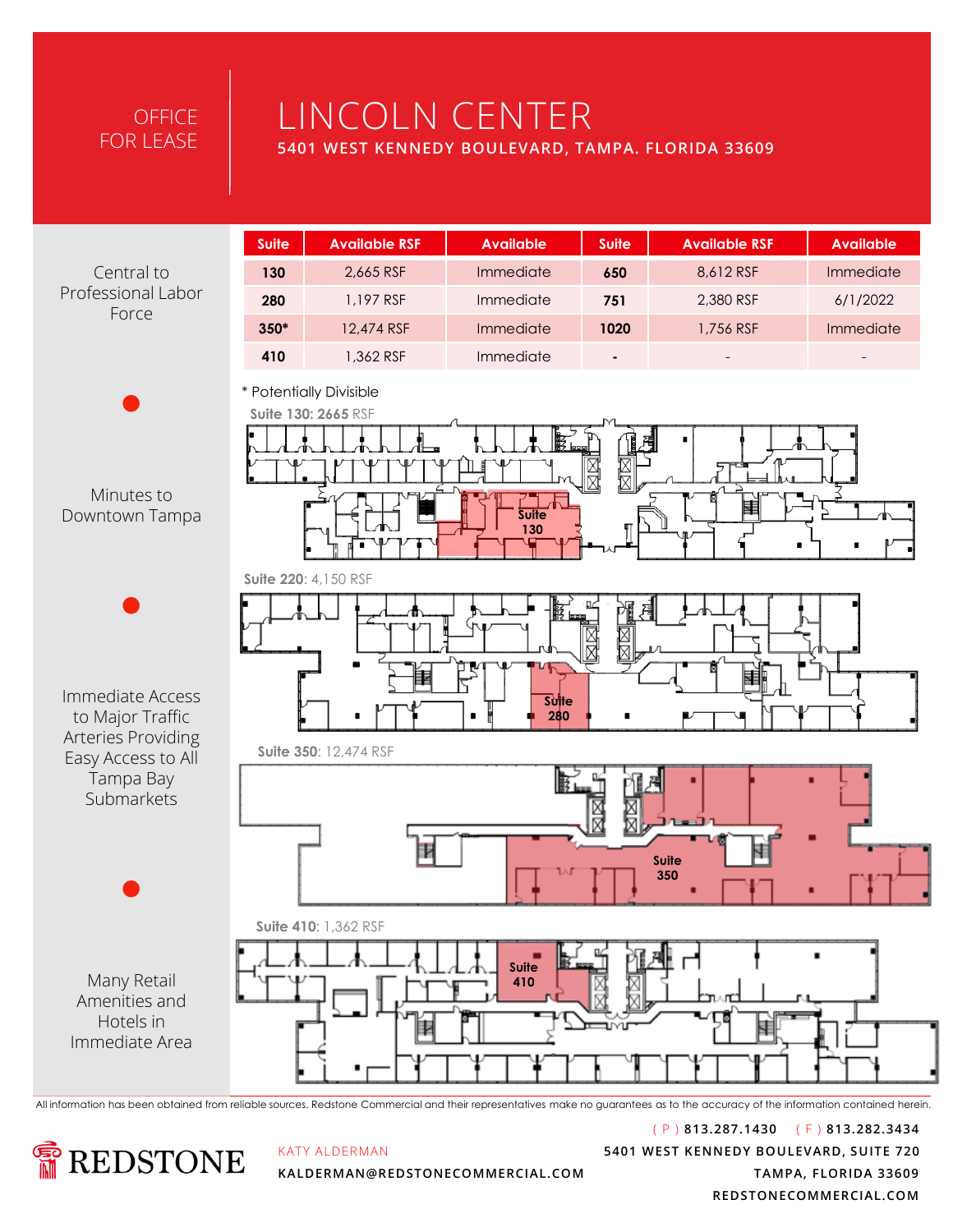OFFICE FOR LEASE

# LINCOLN CENTER

**5401 WEST KENNEDY BOULEVARD, TAMPA. FLORIDA 33609**

| Suite | Available RSF | Available | Suite | Available RSF | Available |
|---|---|---|---|---|---|
| **130** | 2,665 RSF | Immediate | **650** | 8,612 RSF | Immediate |
| **280** | 1,197 RSF | Immediate | **751** | 2,380 RSF | 6/1/2022 |
| **350*** | 12,474 RSF | Immediate | **1020** | 1,756 RSF | Immediate |
| **410** | 1,362 RSF | Immediate | - | - | - |

* Potentially Divisible

- Central to Professional Labor Force
- Minutes to Downtown Tampa
- Immediate Access to Major Traffic Arteries Providing Easy Access to All Tampa Bay Submarkets
- Many Retail Amenities and Hotels in Immediate Area

**Suite 130: 2665** RSF

Suite 130

**Suite 220**: 4,150 RSF

Suite 280

**Suite 350**: 12,474 RSF

Suite 350

**Suite 410**: 1,362 RSF

Suite 410

All information has been obtained from reliable sources. Redstone Commercial and their representatives make no guarantees as to the accuracy of the information contained herein.

REDSTONE

KATY ALDERMAN
KALDERMAN@REDSTONECOMMERCIAL.COM

( P ) 813.287.1430 ( F ) 813.282.3434
5401 WEST KENNEDY BOULEVARD, SUITE 720
TAMPA, FLORIDA 33609
REDSTONECOMMERCIAL.COM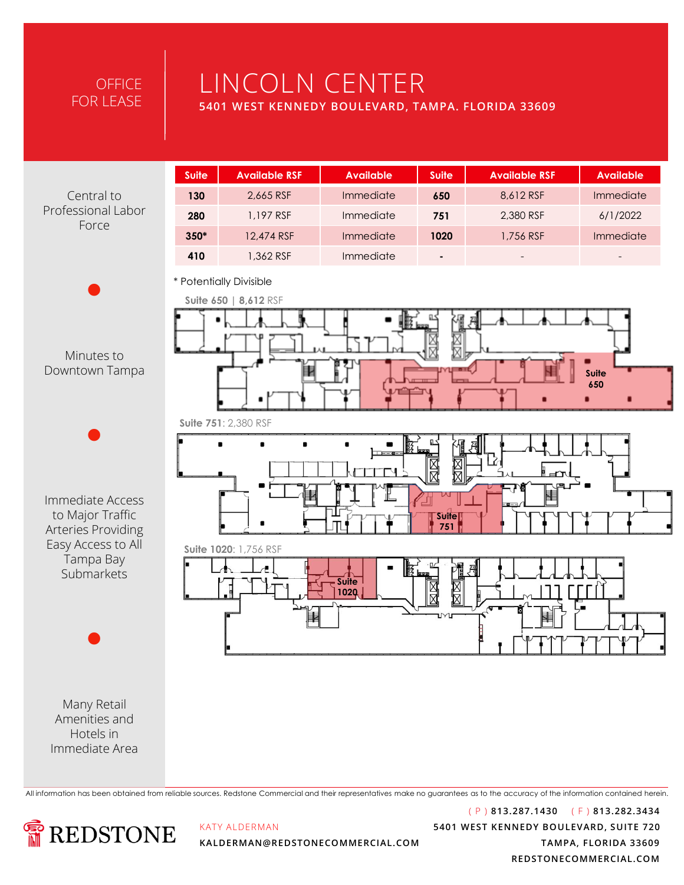OFFICE FOR LEASE

# LINCOLN CENTER

**5401 WEST KENNEDY BOULEVARD, TAMPA. FLORIDA 33609**

| Suite | Available RSF | Available | Suite | Available RSF | Available |
|---|---|---|---|---|---|
| **130** | 2,665 RSF | Immediate | **650** | 8,612 RSF | Immediate |
| **280** | 1,197 RSF | Immediate | **751** | 2,380 RSF | 6/1/2022 |
| **350*** | 12,474 RSF | Immediate | **1020** | 1,756 RSF | Immediate |
| **410** | 1,362 RSF | Immediate | - | - | - |

* Potentially Divisible

Suite 650 | 8,612 RSF

Suite 650

Suite 751: 2,380 RSF

Suite 751

Suite 1020: 1,756 RSF

Suite 1020

- Central to Professional Labor Force
- Minutes to Downtown Tampa
- Immediate Access to Major Traffic Arteries Providing Easy Access to All Tampa Bay Submarkets
- Many Retail Amenities and Hotels in Immediate Area

All information has been obtained from reliable sources. Redstone Commercial and their representatives make no guarantees as to the accuracy of the information contained herein.

REDSTONE

KATY ALDERMAN
KALDERMAN@REDSTONECOMMERCIAL.COM

( P ) 813.287.1430 ( F ) 813.282.3434
5401 WEST KENNEDY BOULEVARD, SUITE 720
TAMPA, FLORIDA 33609
REDSTONECOMMERCIAL.COM